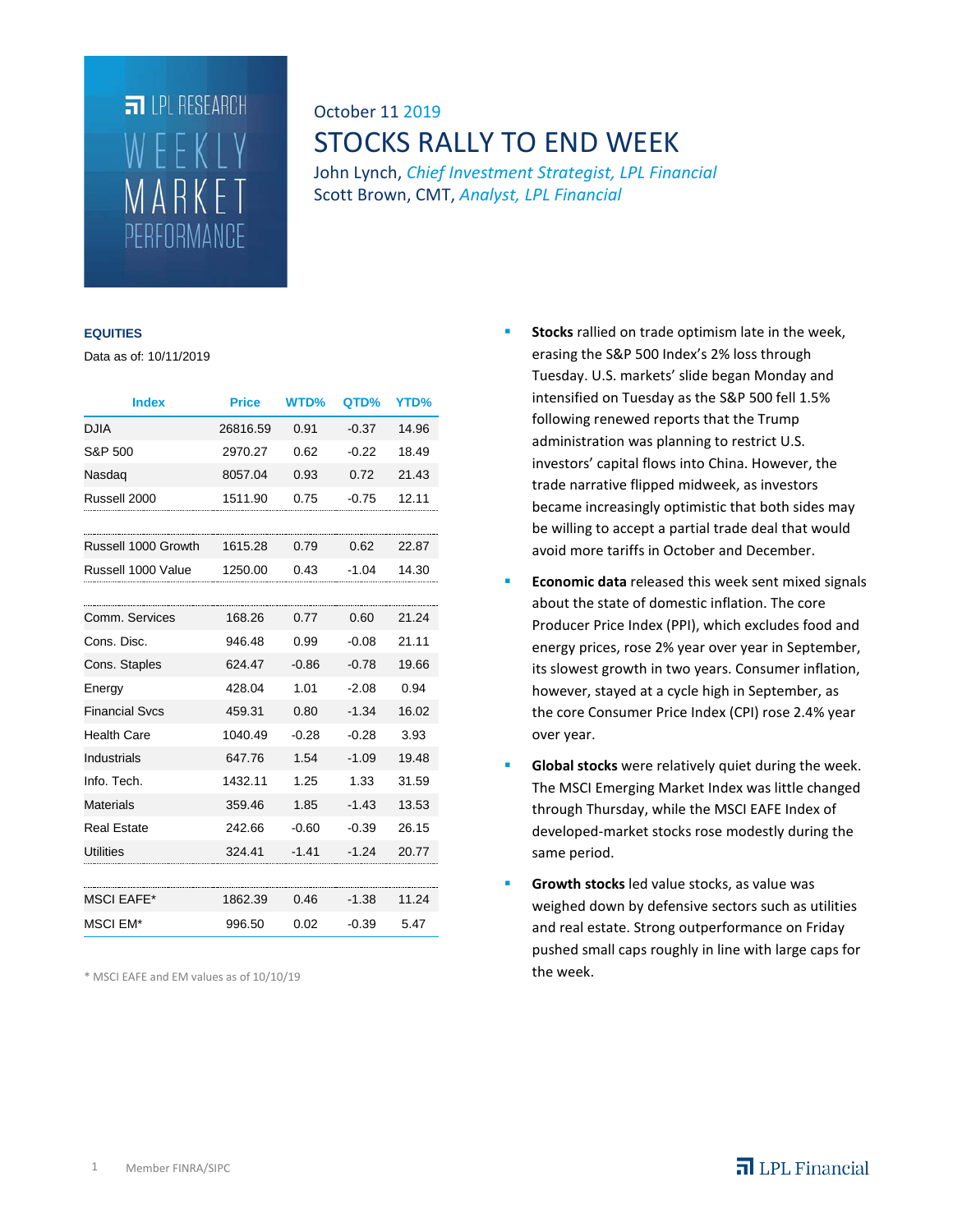LPL RESEARCH

WEEKLY MARKET PERFORMANCE

October 11 2019

# STOCKS RALLY TO END WEEK

John Lynch, *Chief Investment Strategist, LPL Financial*
Scott Brown, CMT, *Analyst, LPL Financial*

## EQUITIES

Data as of: 10/11/2019

| Index | Price | WTD% | QTD% | YTD% |
|---|---|---|---|---|
| DJIA | 26816.59 | 0.91 | -0.37 | 14.96 |
| S&P 500 | 2970.27 | 0.62 | -0.22 | 18.49 |
| Nasdaq | 8057.04 | 0.93 | 0.72 | 21.43 |
| Russell 2000 | 1511.90 | 0.75 | -0.75 | 12.11 |
| | | | | |
| Russell 1000 Growth | 1615.28 | 0.79 | 0.62 | 22.87 |
| Russell 1000 Value | 1250.00 | 0.43 | -1.04 | 14.30 |
| | | | | |
| Comm. Services | 168.26 | 0.77 | 0.60 | 21.24 |
| Cons. Disc. | 946.48 | 0.99 | -0.08 | 21.11 |
| Cons. Staples | 624.47 | -0.86 | -0.78 | 19.66 |
| Energy | 428.04 | 1.01 | -2.08 | 0.94 |
| Financial Svcs | 459.31 | 0.80 | -1.34 | 16.02 |
| Health Care | 1040.49 | -0.28 | -0.28 | 3.93 |
| Industrials | 647.76 | 1.54 | -1.09 | 19.48 |
| Info. Tech. | 1432.11 | 1.25 | 1.33 | 31.59 |
| Materials | 359.46 | 1.85 | -1.43 | 13.53 |
| Real Estate | 242.66 | -0.60 | -0.39 | 26.15 |
| Utilities | 324.41 | -1.41 | -1.24 | 20.77 |
| | | | | |
| MSCI EAFE* | 1862.39 | 0.46 | -1.38 | 11.24 |
| MSCI EM* | 996.50 | 0.02 | -0.39 | 5.47 |

\* MSCI EAFE and EM values as of 10/10/19

- **Stocks** rallied on trade optimism late in the week, erasing the S&P 500 Index's 2% loss through Tuesday. U.S. markets' slide began Monday and intensified on Tuesday as the S&P 500 fell 1.5% following renewed reports that the Trump administration was planning to restrict U.S. investors' capital flows into China. However, the trade narrative flipped midweek, as investors became increasingly optimistic that both sides may be willing to accept a partial trade deal that would avoid more tariffs in October and December.
- **Economic data** released this week sent mixed signals about the state of domestic inflation. The core Producer Price Index (PPI), which excludes food and energy prices, rose 2% year over year in September, its slowest growth in two years. Consumer inflation, however, stayed at a cycle high in September, as the core Consumer Price Index (CPI) rose 2.4% year over year.
- **Global stocks** were relatively quiet during the week. The MSCI Emerging Market Index was little changed through Thursday, while the MSCI EAFE Index of developed-market stocks rose modestly during the same period.
- **Growth stocks** led value stocks, as value was weighed down by defensive sectors such as utilities and real estate. Strong outperformance on Friday pushed small caps roughly in line with large caps for the week.

Member FINRA/SIPC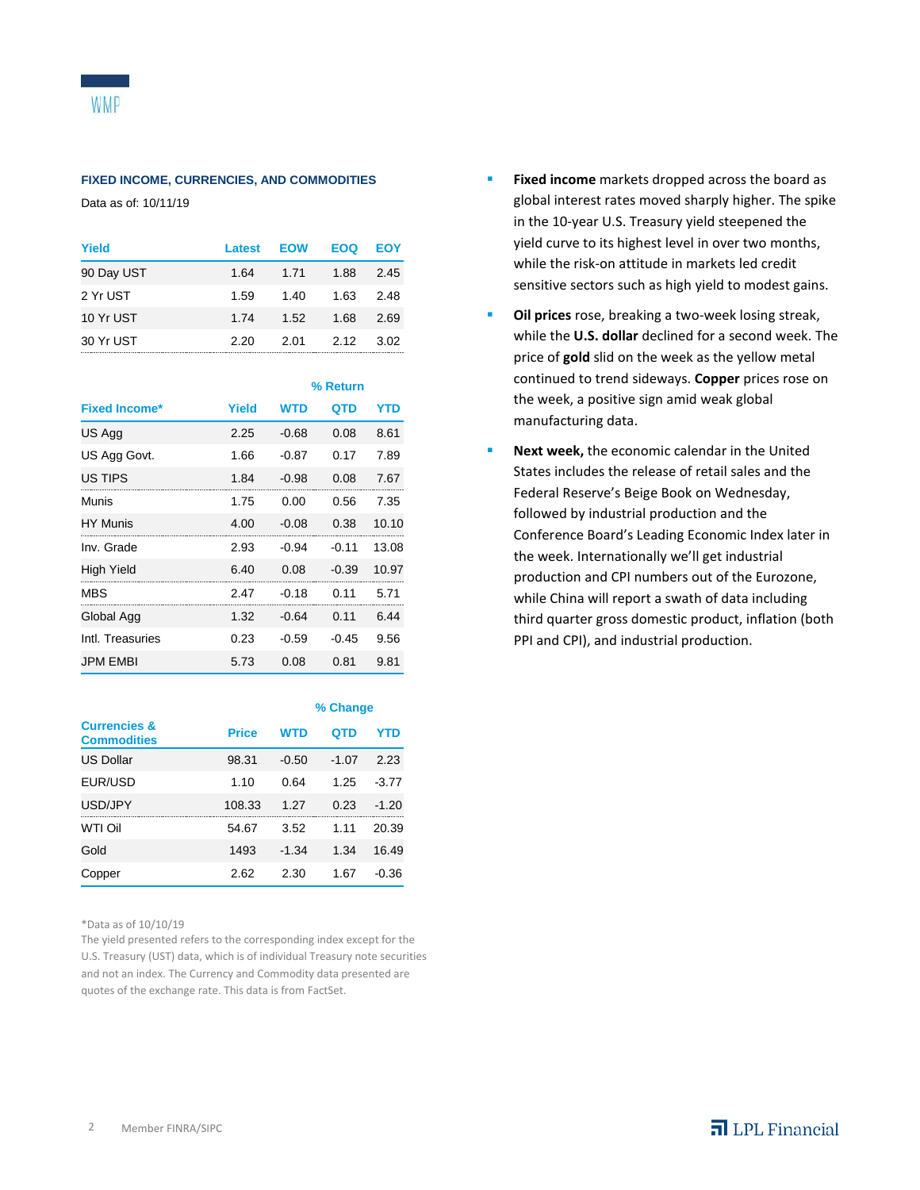## FIXED INCOME, CURRENCIES, AND COMMODITIES

Data as of: 10/11/19

| Yield | Latest | EOW | EOQ | EOY |
|---|---|---|---|---|
| 90 Day UST | 1.64 | 1.71 | 1.88 | 2.45 |
| 2 Yr UST | 1.59 | 1.40 | 1.63 | 2.48 |
| 10 Yr UST | 1.74 | 1.52 | 1.68 | 2.69 |
| 30 Yr UST | 2.20 | 2.01 | 2.12 | 3.02 |

| | | % Return | | |
|---|---|---|---|---|
| Fixed Income* | Yield | WTD | QTD | YTD |
| US Agg | 2.25 | -0.68 | 0.08 | 8.61 |
| US Agg Govt. | 1.66 | -0.87 | 0.17 | 7.89 |
| US TIPS | 1.84 | -0.98 | 0.08 | 7.67 |
| Munis | 1.75 | 0.00 | 0.56 | 7.35 |
| HY Munis | 4.00 | -0.08 | 0.38 | 10.10 |
| Inv. Grade | 2.93 | -0.94 | -0.11 | 13.08 |
| High Yield | 6.40 | 0.08 | -0.39 | 10.97 |
| MBS | 2.47 | -0.18 | 0.11 | 5.71 |
| Global Agg | 1.32 | -0.64 | 0.11 | 6.44 |
| Intl. Treasuries | 0.23 | -0.59 | -0.45 | 9.56 |
| JPM EMBI | 5.73 | 0.08 | 0.81 | 9.81 |

| | | % Change | | |
|---|---|---|---|---|
| Currencies & Commodities | Price | WTD | QTD | YTD |
| US Dollar | 98.31 | -0.50 | -1.07 | 2.23 |
| EUR/USD | 1.10 | 0.64 | 1.25 | -3.77 |
| USD/JPY | 108.33 | 1.27 | 0.23 | -1.20 |
| WTI Oil | 54.67 | 3.52 | 1.11 | 20.39 |
| Gold | 1493 | -1.34 | 1.34 | 16.49 |
| Copper | 2.62 | 2.30 | 1.67 | -0.36 |

*Data as of 10/10/19

The yield presented refers to the corresponding index except for the U.S. Treasury (UST) data, which is of individual Treasury note securities and not an index. The Currency and Commodity data presented are quotes of the exchange rate. This data is from FactSet.

- **Fixed income** markets dropped across the board as global interest rates moved sharply higher. The spike in the 10-year U.S. Treasury yield steepened the yield curve to its highest level in over two months, while the risk-on attitude in markets led credit sensitive sectors such as high yield to modest gains.
- **Oil prices** rose, breaking a two-week losing streak, while the **U.S. dollar** declined for a second week. The price of **gold** slid on the week as the yellow metal continued to trend sideways. **Copper** prices rose on the week, a positive sign amid weak global manufacturing data.
- **Next week,** the economic calendar in the United States includes the release of retail sales and the Federal Reserve's Beige Book on Wednesday, followed by industrial production and the Conference Board's Leading Economic Index later in the week. Internationally we'll get industrial production and CPI numbers out of the Eurozone, while China will report a swath of data including third quarter gross domestic product, inflation (both PPI and CPI), and industrial production.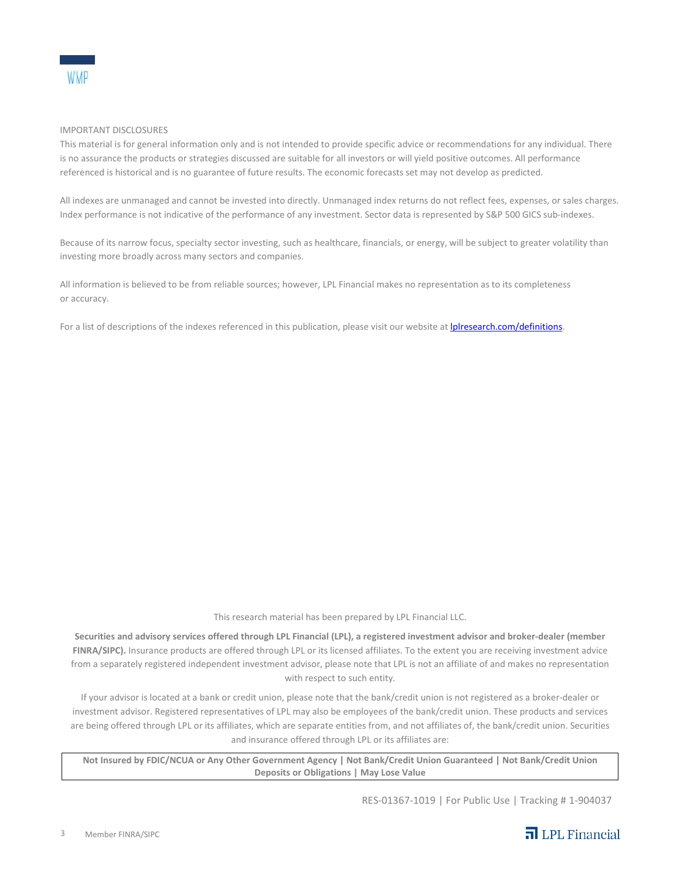IMPORTANT DISCLOSURES

This material is for general information only and is not intended to provide specific advice or recommendations for any individual. There is no assurance the products or strategies discussed are suitable for all investors or will yield positive outcomes. All performance referenced is historical and is no guarantee of future results. The economic forecasts set may not develop as predicted.

All indexes are unmanaged and cannot be invested into directly. Unmanaged index returns do not reflect fees, expenses, or sales charges. Index performance is not indicative of the performance of any investment. Sector data is represented by S&P 500 GICS sub-indexes.

Because of its narrow focus, specialty sector investing, such as healthcare, financials, or energy, will be subject to greater volatility than investing more broadly across many sectors and companies.

All information is believed to be from reliable sources; however, LPL Financial makes no representation as to its completeness or accuracy.

For a list of descriptions of the indexes referenced in this publication, please visit our website at [lplresearch.com/definitions](lplresearch.com/definitions).

This research material has been prepared by LPL Financial LLC.

**Securities and advisory services offered through LPL Financial (LPL), a registered investment advisor and broker-dealer (member FINRA/SIPC).** Insurance products are offered through LPL or its licensed affiliates. To the extent you are receiving investment advice from a separately registered independent investment advisor, please note that LPL is not an affiliate of and makes no representation with respect to such entity.

If your advisor is located at a bank or credit union, please note that the bank/credit union is not registered as a broker-dealer or investment advisor. Registered representatives of LPL may also be employees of the bank/credit union. These products and services are being offered through LPL or its affiliates, which are separate entities from, and not affiliates of, the bank/credit union. Securities and insurance offered through LPL or its affiliates are:

**Not Insured by FDIC/NCUA or Any Other Government Agency | Not Bank/Credit Union Guaranteed | Not Bank/Credit Union Deposits or Obligations | May Lose Value**

RES-01367-1019 | For Public Use | Tracking # 1-904037

Member FINRA/SIPC